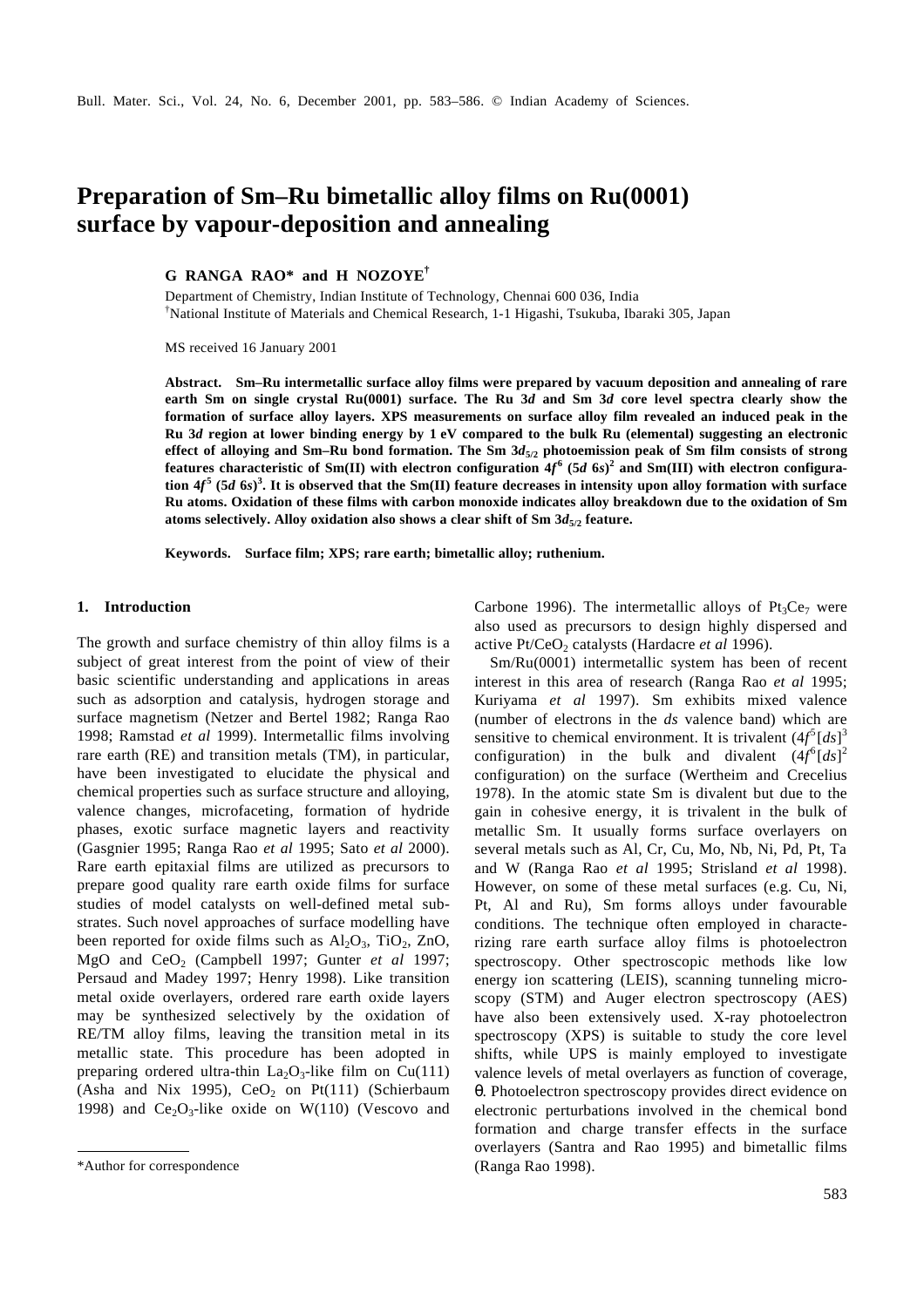# Preparation of Sm–Ru bimetallic alloy films on Ru(0001) surface by vapour-deposition and annealing

**G RANGA RAO\* and H NOZOYE[†]**

Department of Chemistry, Indian Institute of Technology, Chennai 600 036, India
[†]National Institute of Materials and Chemical Research, 1-1 Higashi, Tsukuba, Ibaraki 305, Japan

MS received 16 January 2001

**Abstract.** **Sm–Ru intermetallic surface alloy films were prepared by vacuum deposition and annealing of rare earth Sm on single crystal Ru(0001) surface. The Ru 3*d* and Sm 3*d* core level spectra clearly show the formation of surface alloy layers. XPS measurements on surface alloy film revealed an induced peak in the Ru 3*d* region at lower binding energy by 1 eV compared to the bulk Ru (elemental) suggesting an electronic effect of alloying and Sm–Ru bond formation. The Sm $3d_{5/2}$ photoemission peak of Sm film consists of strong features characteristic of Sm(II) with electron configuration $4f^6$ $(5d\ 6s)^2$ and Sm(III) with electron configuration $4f^5$ $(5d\ 6s)^3$. It is observed that the Sm(II) feature decreases in intensity upon alloy formation with surface Ru atoms. Oxidation of these films with carbon monoxide indicates alloy breakdown due to the oxidation of Sm atoms selectively. Alloy oxidation also shows a clear shift of Sm $3d_{5/2}$ feature.**

**Keywords.** **Surface film; XPS; rare earth; bimetallic alloy; ruthenium.**

## 1. Introduction

The growth and surface chemistry of thin alloy films is a subject of great interest from the point of view of their basic scientific understanding and applications in areas such as adsorption and catalysis, hydrogen storage and surface magnetism (Netzer and Bertel 1982; Ranga Rao 1998; Ramstad *et al* 1999). Intermetallic films involving rare earth (RE) and transition metals (TM), in particular, have been investigated to elucidate the physical and chemical properties such as surface structure and alloying, valence changes, microfaceting, formation of hydride phases, exotic surface magnetic layers and reactivity (Gasgnier 1995; Ranga Rao *et al* 1995; Sato *et al* 2000). Rare earth epitaxial films are utilized as precursors to prepare good quality rare earth oxide films for surface studies of model catalysts on well-defined metal substrates. Such novel approaches of surface modelling have been reported for oxide films such as $Al_2O_3$, $TiO_2$, ZnO, MgO and $CeO_2$ (Campbell 1997; Gunter *et al* 1997; Persaud and Madey 1997; Henry 1998). Like transition metal oxide overlayers, ordered rare earth oxide layers may be synthesized selectively by the oxidation of RE/TM alloy films, leaving the transition metal in its metallic state. This procedure has been adopted in preparing ordered ultra-thin $La_2O_3$-like film on Cu(111) (Asha and Nix 1995), $CeO_2$ on Pt(111) (Schierbaum 1998) and $Ce_2O_3$-like oxide on W(110) (Vescovo and Carbone 1996). The intermetallic alloys of $Pt_3Ce_7$ were also used as precursors to design highly dispersed and active $Pt/CeO_2$ catalysts (Hardacre *et al* 1996).

Sm/Ru(0001) intermetallic system has been of recent interest in this area of research (Ranga Rao *et al* 1995; Kuriyama *et al* 1997). Sm exhibits mixed valence (number of electrons in the *ds* valence band) which are sensitive to chemical environment. It is trivalent ($4f^5[ds]^3$ configuration) in the bulk and divalent ($4f^6[ds]^2$ configuration) on the surface (Wertheim and Crecelius 1978). In the atomic state Sm is divalent but due to the gain in cohesive energy, it is trivalent in the bulk of metallic Sm. It usually forms surface overlayers on several metals such as Al, Cr, Cu, Mo, Nb, Ni, Pd, Pt, Ta and W (Ranga Rao *et al* 1995; Strisland *et al* 1998). However, on some of these metal surfaces (e.g. Cu, Ni, Pt, Al and Ru), Sm forms alloys under favourable conditions. The technique often employed in characterizing rare earth surface alloy films is photoelectron spectroscopy. Other spectroscopic methods like low energy ion scattering (LEIS), scanning tunneling microscopy (STM) and Auger electron spectroscopy (AES) have also been extensively used. X-ray photoelectron spectroscopy (XPS) is suitable to study the core level shifts, while UPS is mainly employed to investigate valence levels of metal overlayers as function of coverage, θ. Photoelectron spectroscopy provides direct evidence on electronic perturbations involved in the chemical bond formation and charge transfer effects in the surface overlayers (Santra and Rao 1995) and bimetallic films (Ranga Rao 1998).

\*Author for correspondence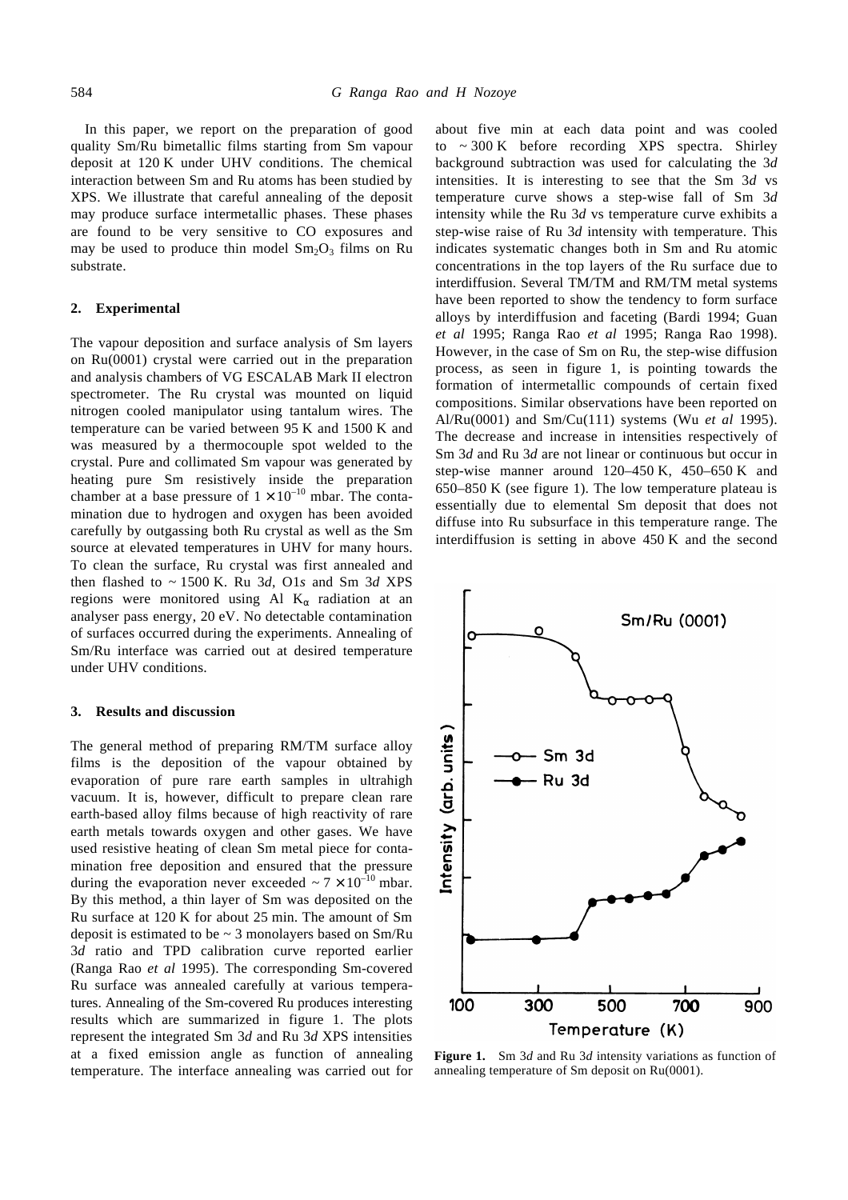In this paper, we report on the preparation of good quality Sm/Ru bimetallic films starting from Sm vapour deposit at 120 K under UHV conditions. The chemical interaction between Sm and Ru atoms has been studied by XPS. We illustrate that careful annealing of the deposit may produce surface intermetallic phases. These phases are found to be very sensitive to CO exposures and may be used to produce thin model $Sm_2O_3$ films on Ru substrate.

## 2. Experimental

The vapour deposition and surface analysis of Sm layers on Ru(0001) crystal were carried out in the preparation and analysis chambers of VG ESCALAB Mark II electron spectrometer. The Ru crystal was mounted on liquid nitrogen cooled manipulator using tantalum wires. The temperature can be varied between 95 K and 1500 K and was measured by a thermocouple spot welded to the crystal. Pure and collimated Sm vapour was generated by heating pure Sm resistively inside the preparation chamber at a base pressure of $1 \times 10^{-10}$ mbar. The contamination due to hydrogen and oxygen has been avoided carefully by outgassing both Ru crystal as well as the Sm source at elevated temperatures in UHV for many hours. To clean the surface, Ru crystal was first annealed and then flashed to ~ 1500 K. Ru 3*d*, O1*s* and Sm 3*d* XPS regions were monitored using Al $K_\alpha$ radiation at an analyser pass energy, 20 eV. No detectable contamination of surfaces occurred during the experiments. Annealing of Sm/Ru interface was carried out at desired temperature under UHV conditions.

## 3. Results and discussion

The general method of preparing RM/TM surface alloy films is the deposition of the vapour obtained by evaporation of pure rare earth samples in ultrahigh vacuum. It is, however, difficult to prepare clean rare earth-based alloy films because of high reactivity of rare earth metals towards oxygen and other gases. We have used resistive heating of clean Sm metal piece for contamination free deposition and ensured that the pressure during the evaporation never exceeded ~ $7 \times 10^{-10}$ mbar. By this method, a thin layer of Sm was deposited on the Ru surface at 120 K for about 25 min. The amount of Sm deposit is estimated to be ~ 3 monolayers based on Sm/Ru 3*d* ratio and TPD calibration curve reported earlier (Ranga Rao *et al* 1995). The corresponding Sm-covered Ru surface was annealed carefully at various temperatures. Annealing of the Sm-covered Ru produces interesting results which are summarized in figure 1. The plots represent the integrated Sm 3*d* and Ru 3*d* XPS intensities at a fixed emission angle as function of annealing temperature. The interface annealing was carried out for about five min at each data point and was cooled to ~ 300 K before recording XPS spectra. Shirley background subtraction was used for calculating the 3*d* intensities. It is interesting to see that the Sm 3*d* vs temperature curve shows a step-wise fall of Sm 3*d* intensity while the Ru 3*d* vs temperature curve exhibits a step-wise raise of Ru 3*d* intensity with temperature. This indicates systematic changes both in Sm and Ru atomic concentrations in the top layers of the Ru surface due to interdiffusion. Several TM/TM and RM/TM metal systems have been reported to show the tendency to form surface alloys by interdiffusion and faceting (Bardi 1994; Guan *et al* 1995; Ranga Rao *et al* 1995; Ranga Rao 1998). However, in the case of Sm on Ru, the step-wise diffusion process, as seen in figure 1, is pointing towards the formation of intermetallic compounds of certain fixed compositions. Similar observations have been reported on Al/Ru(0001) and Sm/Cu(111) systems (Wu *et al* 1995). The decrease and increase in intensities respectively of Sm 3*d* and Ru 3*d* are not linear or continuous but occur in step-wise manner around 120–450 K, 450–650 K and 650–850 K (see figure 1). The low temperature plateau is essentially due to elemental Sm deposit that does not diffuse into Ru subsurface in this temperature range. The interdiffusion is setting in above 450 K and the second

**Figure 1.** Sm 3*d* and Ru 3*d* intensity variations as function of annealing temperature of Sm deposit on Ru(0001).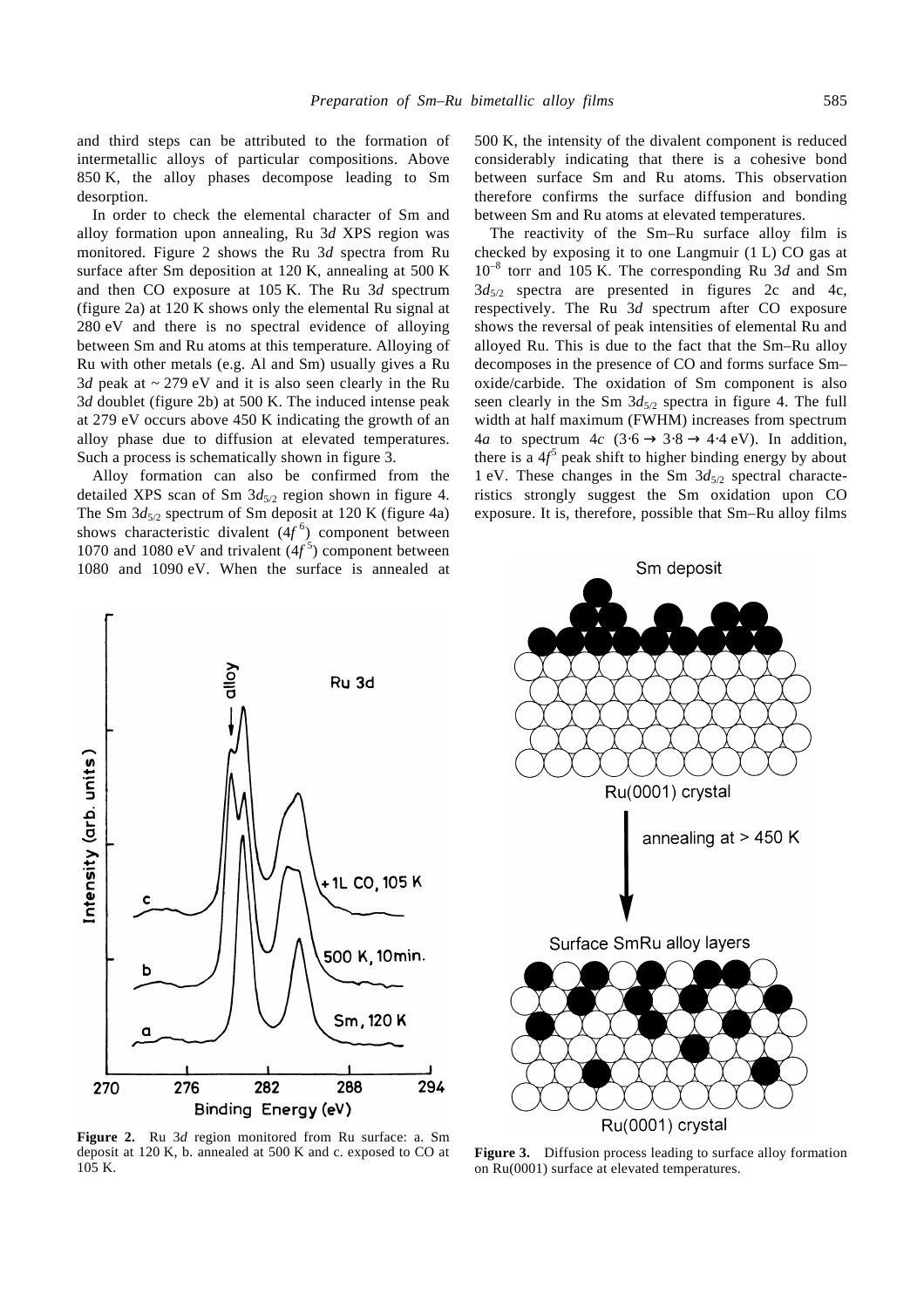and third steps can be attributed to the formation of intermetallic alloys of particular compositions. Above 850 K, the alloy phases decompose leading to Sm desorption.

In order to check the elemental character of Sm and alloy formation upon annealing, Ru 3*d* XPS region was monitored. Figure 2 shows the Ru 3*d* spectra from Ru surface after Sm deposition at 120 K, annealing at 500 K and then CO exposure at 105 K. The Ru 3*d* spectrum (figure 2a) at 120 K shows only the elemental Ru signal at 280 eV and there is no spectral evidence of alloying between Sm and Ru atoms at this temperature. Alloying of Ru with other metals (e.g. Al and Sm) usually gives a Ru 3*d* peak at ~ 279 eV and it is also seen clearly in the Ru 3*d* doublet (figure 2b) at 500 K. The induced intense peak at 279 eV occurs above 450 K indicating the growth of an alloy phase due to diffusion at elevated temperatures. Such a process is schematically shown in figure 3.

Alloy formation can also be confirmed from the detailed XPS scan of Sm $3d_{5/2}$ region shown in figure 4. The Sm $3d_{5/2}$ spectrum of Sm deposit at 120 K (figure 4a) shows characteristic divalent ($4f^6$) component between 1070 and 1080 eV and trivalent ($4f^5$) component between 1080 and 1090 eV. When the surface is annealed at 500 K, the intensity of the divalent component is reduced considerably indicating that there is a cohesive bond between surface Sm and Ru atoms. This observation therefore confirms the surface diffusion and bonding between Sm and Ru atoms at elevated temperatures.

The reactivity of the Sm–Ru surface alloy film is checked by exposing it to one Langmuir (1 L) CO gas at $10^{-8}$ torr and 105 K. The corresponding Ru 3*d* and Sm $3d_{5/2}$ spectra are presented in figures 2c and 4c, respectively. The Ru 3*d* spectrum after CO exposure shows the reversal of peak intensities of elemental Ru and alloyed Ru. This is due to the fact that the Sm–Ru alloy decomposes in the presence of CO and forms surface Sm–oxide/carbide. The oxidation of Sm component is also seen clearly in the Sm $3d_{5/2}$ spectra in figure 4. The full width at half maximum (FWHM) increases from spectrum 4*a* to spectrum 4*c* ($3{\cdot}6 \rightarrow 3{\cdot}8 \rightarrow 4{\cdot}4$ eV). In addition, there is a $4f^5$ peak shift to higher binding energy by about 1 eV. These changes in the Sm $3d_{5/2}$ spectral characteristics strongly suggest the Sm oxidation upon CO exposure. It is, therefore, possible that Sm–Ru alloy films

**Figure 2.** Ru 3*d* region monitored from Ru surface: a. Sm deposit at 120 K, b. annealed at 500 K and c. exposed to CO at 105 K.

**Figure 3.** Diffusion process leading to surface alloy formation on Ru(0001) surface at elevated temperatures.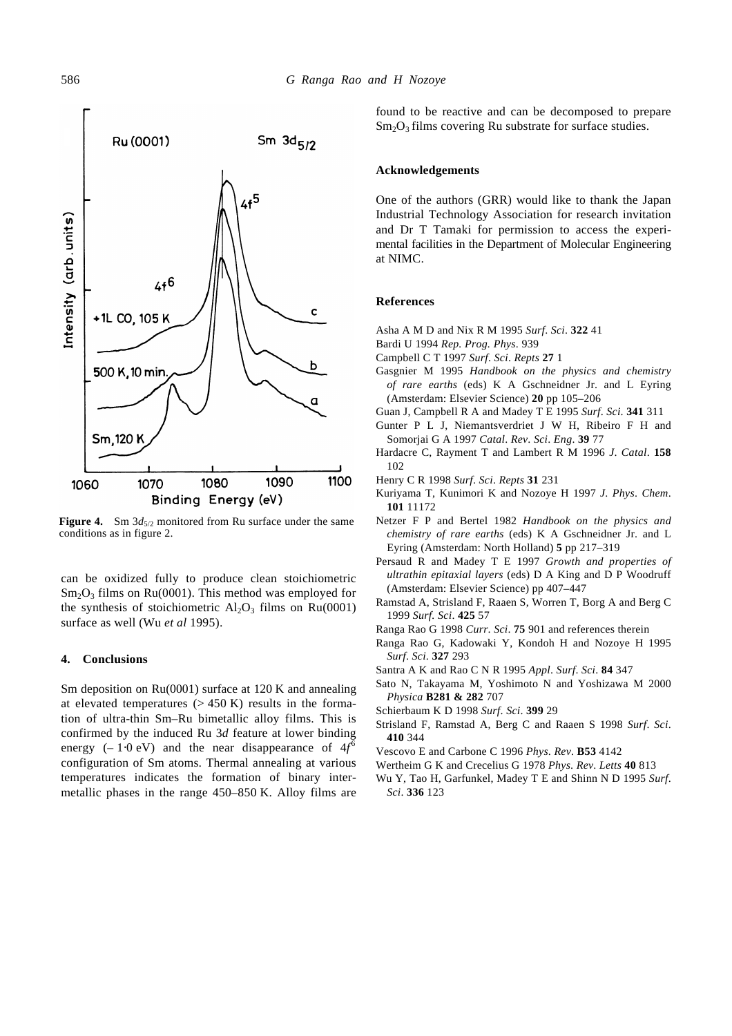Ru (0001)

Sm $3d_{5/2}$

$4f^5$

$4f^6$

Intensity (arb. units)

+1L CO, 105 K

500 K, 10 min.

Sm, 120 K

c

b

a

1060 1070 1080 1090 1100

Binding Energy (eV)

**Figure 4.** Sm $3d_{5/2}$ monitored from Ru surface under the same conditions as in figure 2.

can be oxidized fully to produce clean stoichiometric $Sm_2O_3$ films on Ru(0001). This method was employed for the synthesis of stoichiometric $Al_2O_3$ films on Ru(0001) surface as well (Wu *et al* 1995).

## 4. Conclusions

Sm deposition on Ru(0001) surface at 120 K and annealing at elevated temperatures (> 450 K) results in the formation of ultra-thin Sm–Ru bimetallic alloy films. This is confirmed by the induced Ru 3*d* feature at lower binding energy (– 1·0 eV) and the near disappearance of $4f^6$ configuration of Sm atoms. Thermal annealing at various temperatures indicates the formation of binary intermetallic phases in the range 450–850 K. Alloy films are found to be reactive and can be decomposed to prepare $Sm_2O_3$ films covering Ru substrate for surface studies.

## Acknowledgements

One of the authors (GRR) would like to thank the Japan Industrial Technology Association for research invitation and Dr T Tamaki for permission to access the experimental facilities in the Department of Molecular Engineering at NIMC.

## References

Asha A M D and Nix R M 1995 *Surf. Sci.* **322** 41

Bardi U 1994 *Rep. Prog. Phys.* 939

Campbell C T 1997 *Surf. Sci. Repts* **27** 1

Gasgnier M 1995 *Handbook on the physics and chemistry of rare earths* (eds) K A Gschneidner Jr. and L Eyring (Amsterdam: Elsevier Science) **20** pp 105–206

Guan J, Campbell R A and Madey T E 1995 *Surf. Sci.* **341** 311

Gunter P L J, Niemantsverdriet J W H, Ribeiro F H and Somorjai G A 1997 *Catal. Rev. Sci. Eng.* **39** 77

Hardacre C, Rayment T and Lambert R M 1996 *J. Catal.* **158** 102

Henry C R 1998 *Surf. Sci. Repts* **31** 231

Kuriyama T, Kunimori K and Nozoye H 1997 *J. Phys. Chem.* **101** 11172

Netzer F P and Bertel 1982 *Handbook on the physics and chemistry of rare earths* (eds) K A Gschneidner Jr. and L Eyring (Amsterdam: North Holland) **5** pp 217–319

Persaud R and Madey T E 1997 *Growth and properties of ultrathin epitaxial layers* (eds) D A King and D P Woodruff (Amsterdam: Elsevier Science) pp 407–447

Ramstad A, Strisland F, Raaen S, Worren T, Borg A and Berg C 1999 *Surf. Sci.* **425** 57

Ranga Rao G 1998 *Curr. Sci.* **75** 901 and references therein

Ranga Rao G, Kadowaki Y, Kondoh H and Nozoye H 1995 *Surf. Sci.* **327** 293

Santra A K and Rao C N R 1995 *Appl. Surf. Sci.* **84** 347

Sato N, Takayama M, Yoshimoto N and Yoshizawa M 2000 *Physica* **B281 & 282** 707

Schierbaum K D 1998 *Surf. Sci.* **399** 29

Strisland F, Ramstad A, Berg C and Raaen S 1998 *Surf. Sci.* **410** 344

Vescovo E and Carbone C 1996 *Phys. Rev.* **B53** 4142

Wertheim G K and Crecelius G 1978 *Phys. Rev. Letts* **40** 813

Wu Y, Tao H, Garfunkel, Madey T E and Shinn N D 1995 *Surf. Sci.* **336** 123